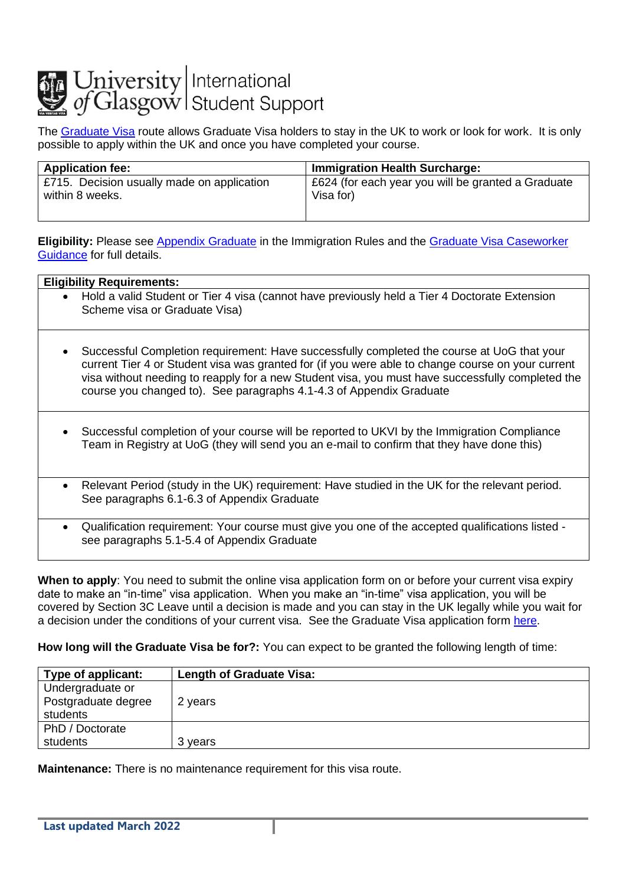# University of Glasgow | International Student Support

The Graduate Visa route allows Graduate Visa holders to stay in the UK to work or look for work. It is only possible to apply within the UK and once you have completed your course.

| Application fee: | Immigration Health Surcharge: |
| --- | --- |
| £715. Decision usually made on application within 8 weeks. | £624 (for each year you will be granted a Graduate Visa for) |

**Eligibility:** Please see Appendix Graduate in the Immigration Rules and the Graduate Visa Caseworker Guidance for full details.

| Eligibility Requirements: |
| --- |
| • Hold a valid Student or Tier 4 visa (cannot have previously held a Tier 4 Doctorate Extension Scheme visa or Graduate Visa) |
| • Successful Completion requirement: Have successfully completed the course at UoG that your current Tier 4 or Student visa was granted for (if you were able to change course on your current visa without needing to reapply for a new Student visa, you must have successfully completed the course you changed to). See paragraphs 4.1-4.3 of Appendix Graduate |
| • Successful completion of your course will be reported to UKVI by the Immigration Compliance Team in Registry at UoG (they will send you an e-mail to confirm that they have done this) |
| • Relevant Period (study in the UK) requirement: Have studied in the UK for the relevant period. See paragraphs 6.1-6.3 of Appendix Graduate |
| • Qualification requirement: Your course must give you one of the accepted qualifications listed - see paragraphs 5.1-5.4 of Appendix Graduate |

**When to apply**: You need to submit the online visa application form on or before your current visa expiry date to make an "in-time" visa application. When you make an "in-time" visa application, you will be covered by Section 3C Leave until a decision is made and you can stay in the UK legally while you wait for a decision under the conditions of your current visa. See the Graduate Visa application form here.

**How long will the Graduate Visa be for?:** You can expect to be granted the following length of time:

| Type of applicant: | Length of Graduate Visa: |
| --- | --- |
| Undergraduate or Postgraduate degree students | 2 years |
| PhD / Doctorate students | 3 years |

**Maintenance:** There is no maintenance requirement for this visa route.

**Last updated March 2022**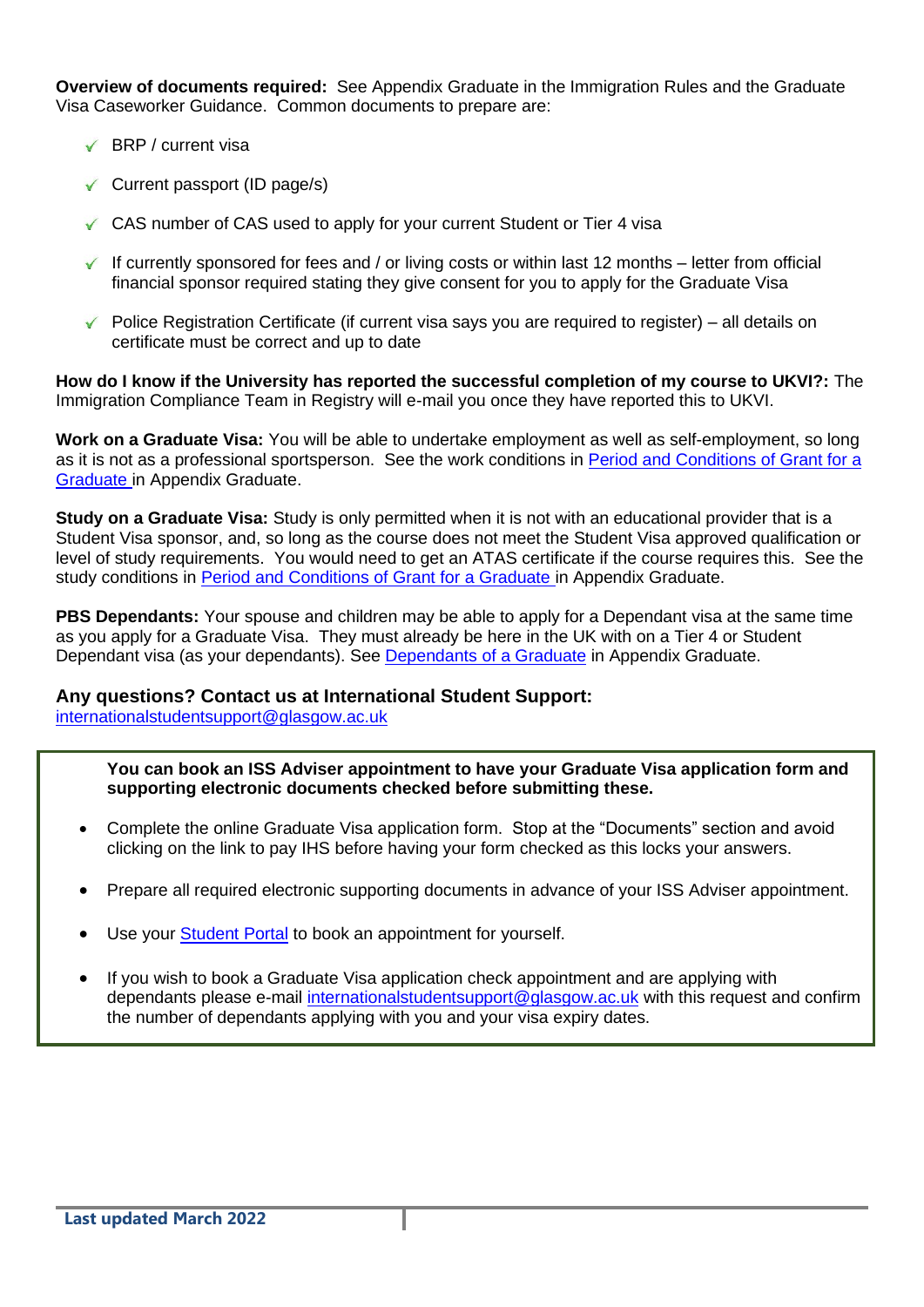**Overview of documents required:** See Appendix Graduate in the Immigration Rules and the Graduate Visa Caseworker Guidance. Common documents to prepare are:

- ✓ BRP / current visa
- ✓ Current passport (ID page/s)
- ✓ CAS number of CAS used to apply for your current Student or Tier 4 visa
- ✓ If currently sponsored for fees and / or living costs or within last 12 months – letter from official financial sponsor required stating they give consent for you to apply for the Graduate Visa
- ✓ Police Registration Certificate (if current visa says you are required to register) – all details on certificate must be correct and up to date

**How do I know if the University has reported the successful completion of my course to UKVI?:** The Immigration Compliance Team in Registry will e-mail you once they have reported this to UKVI.

**Work on a Graduate Visa:** You will be able to undertake employment as well as self-employment, so long as it is not as a professional sportsperson. See the work conditions in Period and Conditions of Grant for a Graduate in Appendix Graduate.

**Study on a Graduate Visa:** Study is only permitted when it is not with an educational provider that is a Student Visa sponsor, and, so long as the course does not meet the Student Visa approved qualification or level of study requirements. You would need to get an ATAS certificate if the course requires this. See the study conditions in Period and Conditions of Grant for a Graduate in Appendix Graduate.

**PBS Dependants:** Your spouse and children may be able to apply for a Dependant visa at the same time as you apply for a Graduate Visa. They must already be here in the UK with on a Tier 4 or Student Dependant visa (as your dependants). See Dependants of a Graduate in Appendix Graduate.

### Any questions? Contact us at International Student Support:

internationalstudentsupport@glasgow.ac.uk

**You can book an ISS Adviser appointment to have your Graduate Visa application form and supporting electronic documents checked before submitting these.**

- Complete the online Graduate Visa application form. Stop at the "Documents" section and avoid clicking on the link to pay IHS before having your form checked as this locks your answers.
- Prepare all required electronic supporting documents in advance of your ISS Adviser appointment.
- Use your Student Portal to book an appointment for yourself.
- If you wish to book a Graduate Visa application check appointment and are applying with dependants please e-mail internationalstudentsupport@glasgow.ac.uk with this request and confirm the number of dependants applying with you and your visa expiry dates.

**Last updated March 2022**